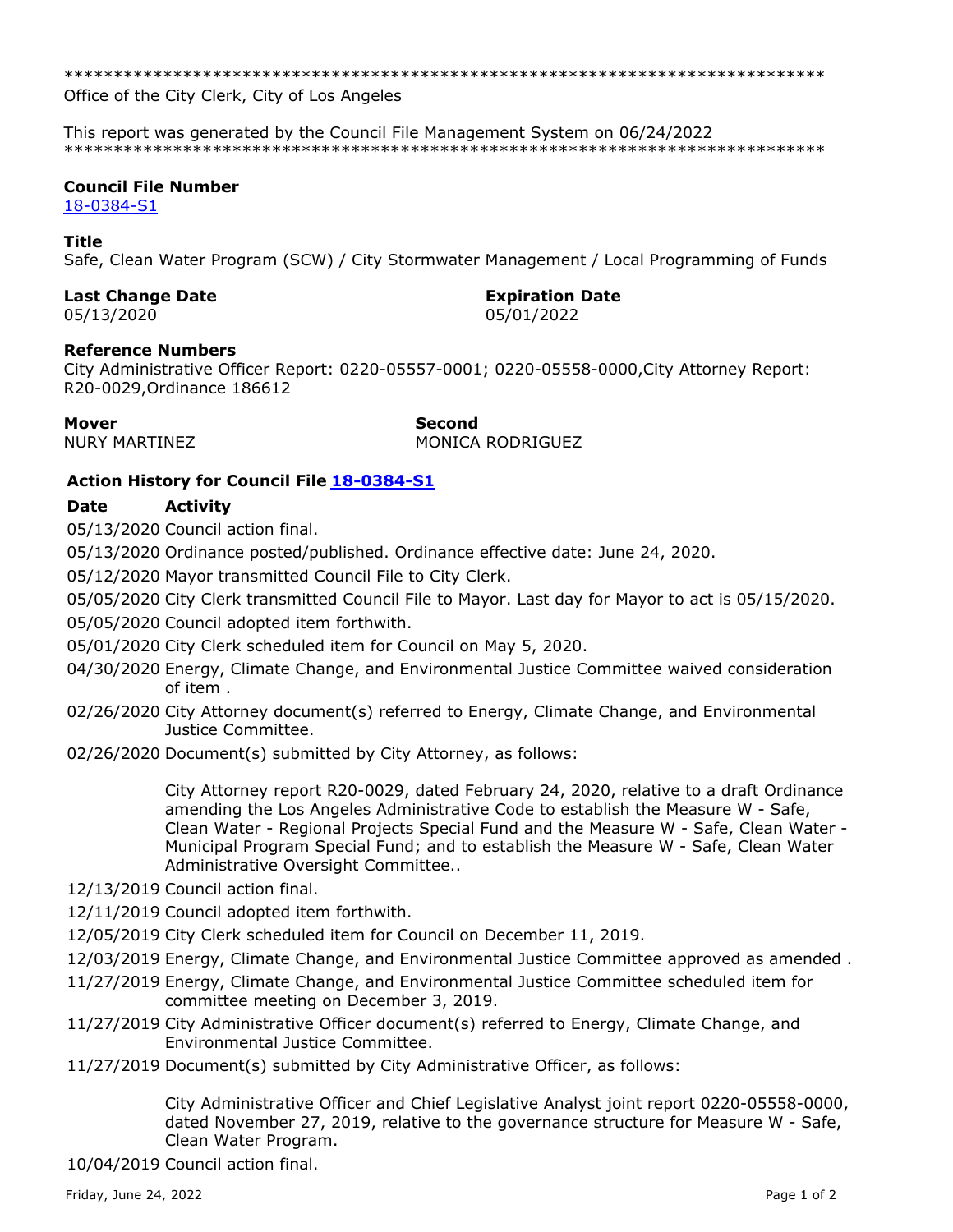*******************************************************************************
Office of the City Clerk, City of Los Angeles

This report was generated by the Council File Management System on 06/24/2022
*******************************************************************************

**Council File Number**
18-0384-S1

**Title**
Safe, Clean Water Program (SCW) / City Stormwater Management / Local Programming of Funds

**Last Change Date**
05/13/2020

**Expiration Date**
05/01/2022

**Reference Numbers**
City Administrative Officer Report: 0220-05557-0001; 0220-05558-0000,City Attorney Report: R20-0029,Ordinance 186612

**Mover**
NURY MARTINEZ

**Second**
MONICA RODRIGUEZ

**Action History for Council File 18-0384-S1**

| Date | Activity |
|---|---|
| 05/13/2020 | Council action final. |
| 05/13/2020 | Ordinance posted/published. Ordinance effective date: June 24, 2020. |
| 05/12/2020 | Mayor transmitted Council File to City Clerk. |
| 05/05/2020 | City Clerk transmitted Council File to Mayor. Last day for Mayor to act is 05/15/2020. |
| 05/05/2020 | Council adopted item forthwith. |
| 05/01/2020 | City Clerk scheduled item for Council on May 5, 2020. |
| 04/30/2020 | Energy, Climate Change, and Environmental Justice Committee waived consideration of item . |
| 02/26/2020 | City Attorney document(s) referred to Energy, Climate Change, and Environmental Justice Committee. |
| 02/26/2020 | Document(s) submitted by City Attorney, as follows: City Attorney report R20-0029, dated February 24, 2020, relative to a draft Ordinance amending the Los Angeles Administrative Code to establish the Measure W - Safe, Clean Water - Regional Projects Special Fund and the Measure W - Safe, Clean Water - Municipal Program Special Fund; and to establish the Measure W - Safe, Clean Water Administrative Oversight Committee.. |
| 12/13/2019 | Council action final. |
| 12/11/2019 | Council adopted item forthwith. |
| 12/05/2019 | City Clerk scheduled item for Council on December 11, 2019. |
| 12/03/2019 | Energy, Climate Change, and Environmental Justice Committee approved as amended . |
| 11/27/2019 | Energy, Climate Change, and Environmental Justice Committee scheduled item for committee meeting on December 3, 2019. |
| 11/27/2019 | City Administrative Officer document(s) referred to Energy, Climate Change, and Environmental Justice Committee. |
| 11/27/2019 | Document(s) submitted by City Administrative Officer, as follows: City Administrative Officer and Chief Legislative Analyst joint report 0220-05558-0000, dated November 27, 2019, relative to the governance structure for Measure W - Safe, Clean Water Program. |
| 10/04/2019 | Council action final. |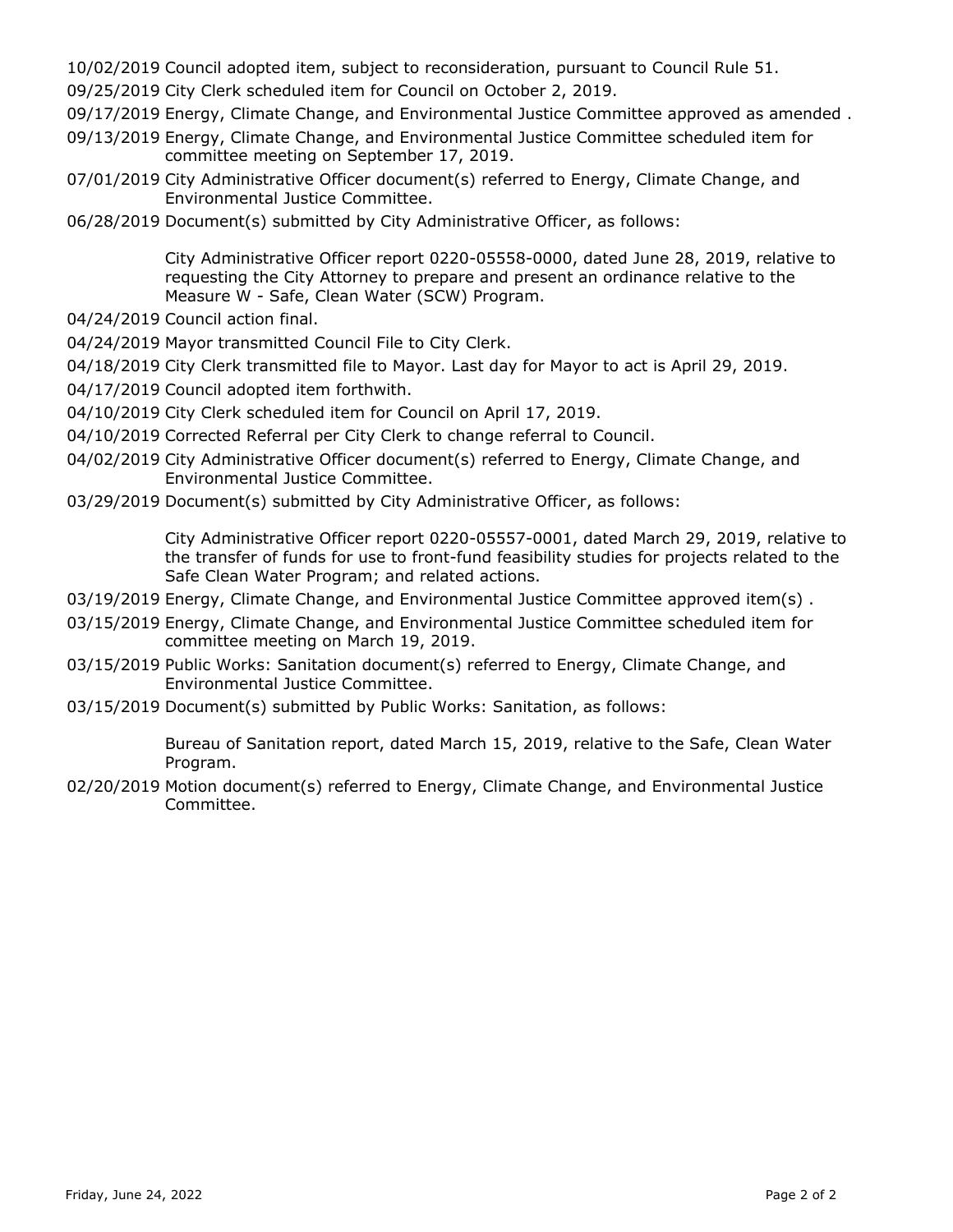10/02/2019 Council adopted item, subject to reconsideration, pursuant to Council Rule 51.

09/25/2019 City Clerk scheduled item for Council on October 2, 2019.

09/17/2019 Energy, Climate Change, and Environmental Justice Committee approved as amended .

09/13/2019 Energy, Climate Change, and Environmental Justice Committee scheduled item for committee meeting on September 17, 2019.

07/01/2019 City Administrative Officer document(s) referred to Energy, Climate Change, and Environmental Justice Committee.

06/28/2019 Document(s) submitted by City Administrative Officer, as follows:

City Administrative Officer report 0220-05558-0000, dated June 28, 2019, relative to requesting the City Attorney to prepare and present an ordinance relative to the Measure W - Safe, Clean Water (SCW) Program.

04/24/2019 Council action final.

04/24/2019 Mayor transmitted Council File to City Clerk.

04/18/2019 City Clerk transmitted file to Mayor. Last day for Mayor to act is April 29, 2019.

04/17/2019 Council adopted item forthwith.

04/10/2019 City Clerk scheduled item for Council on April 17, 2019.

04/10/2019 Corrected Referral per City Clerk to change referral to Council.

04/02/2019 City Administrative Officer document(s) referred to Energy, Climate Change, and Environmental Justice Committee.

03/29/2019 Document(s) submitted by City Administrative Officer, as follows:

City Administrative Officer report 0220-05557-0001, dated March 29, 2019, relative to the transfer of funds for use to front-fund feasibility studies for projects related to the Safe Clean Water Program; and related actions.

03/19/2019 Energy, Climate Change, and Environmental Justice Committee approved item(s) .

03/15/2019 Energy, Climate Change, and Environmental Justice Committee scheduled item for committee meeting on March 19, 2019.

03/15/2019 Public Works: Sanitation document(s) referred to Energy, Climate Change, and Environmental Justice Committee.

03/15/2019 Document(s) submitted by Public Works: Sanitation, as follows:

Bureau of Sanitation report, dated March 15, 2019, relative to the Safe, Clean Water Program.

02/20/2019 Motion document(s) referred to Energy, Climate Change, and Environmental Justice Committee.